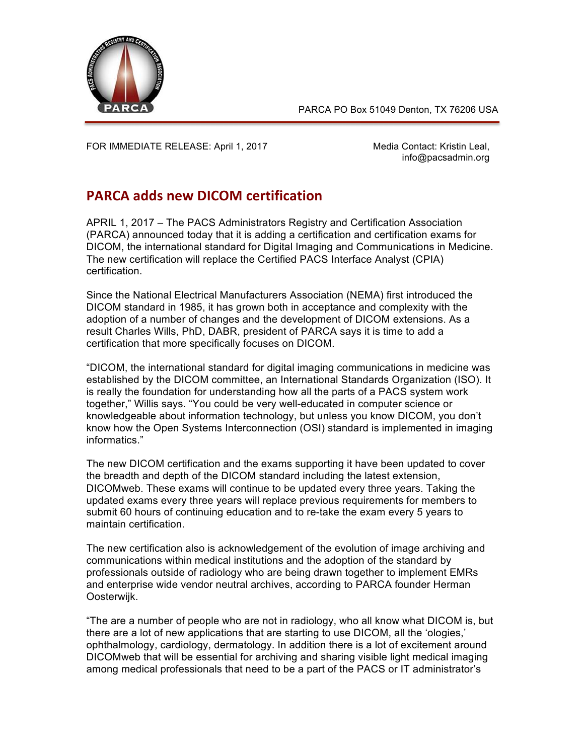PARCA PO Box 51049 Denton, TX 76206 USA

FOR IMMEDIATE RELEASE: April 1, 2017

Media Contact: Kristin Leal, info@pacsadmin.org

# PARCA adds new DICOM certification

APRIL 1, 2017 – The PACS Administrators Registry and Certification Association (PARCA) announced today that it is adding a certification and certification exams for DICOM, the international standard for Digital Imaging and Communications in Medicine. The new certification will replace the Certified PACS Interface Analyst (CPIA) certification.

Since the National Electrical Manufacturers Association (NEMA) first introduced the DICOM standard in 1985, it has grown both in acceptance and complexity with the adoption of a number of changes and the development of DICOM extensions. As a result Charles Wills, PhD, DABR, president of PARCA says it is time to add a certification that more specifically focuses on DICOM.

"DICOM, the international standard for digital imaging communications in medicine was established by the DICOM committee, an International Standards Organization (ISO). It is really the foundation for understanding how all the parts of a PACS system work together," Willis says. "You could be very well-educated in computer science or knowledgeable about information technology, but unless you know DICOM, you don't know how the Open Systems Interconnection (OSI) standard is implemented in imaging informatics."

The new DICOM certification and the exams supporting it have been updated to cover the breadth and depth of the DICOM standard including the latest extension, DICOMweb. These exams will continue to be updated every three years. Taking the updated exams every three years will replace previous requirements for members to submit 60 hours of continuing education and to re-take the exam every 5 years to maintain certification.

The new certification also is acknowledgement of the evolution of image archiving and communications within medical institutions and the adoption of the standard by professionals outside of radiology who are being drawn together to implement EMRs and enterprise wide vendor neutral archives, according to PARCA founder Herman Oosterwijk.

"The are a number of people who are not in radiology, who all know what DICOM is, but there are a lot of new applications that are starting to use DICOM, all the 'ologies,' ophthalmology, cardiology, dermatology. In addition there is a lot of excitement around DICOMweb that will be essential for archiving and sharing visible light medical imaging among medical professionals that need to be a part of the PACS or IT administrator's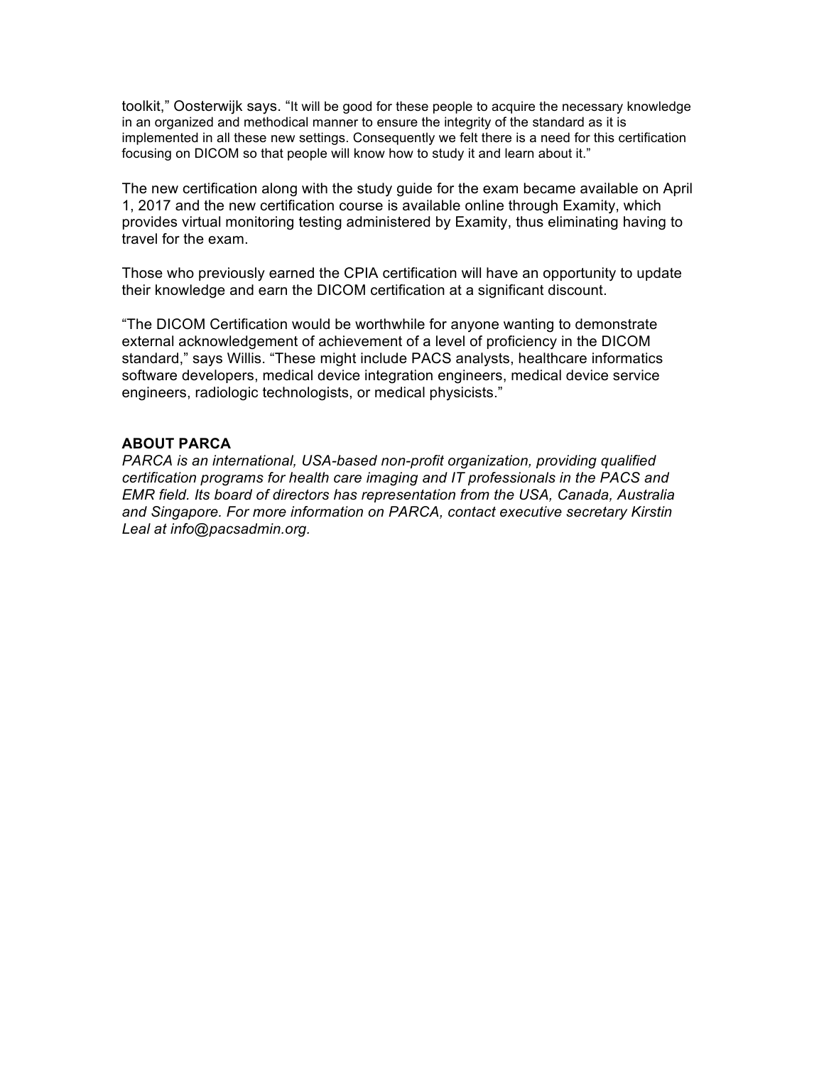toolkit," Oosterwijk says. "It will be good for these people to acquire the necessary knowledge in an organized and methodical manner to ensure the integrity of the standard as it is implemented in all these new settings. Consequently we felt there is a need for this certification focusing on DICOM so that people will know how to study it and learn about it."

The new certification along with the study guide for the exam became available on April 1, 2017 and the new certification course is available online through Examity, which provides virtual monitoring testing administered by Examity, thus eliminating having to travel for the exam.

Those who previously earned the CPIA certification will have an opportunity to update their knowledge and earn the DICOM certification at a significant discount.

"The DICOM Certification would be worthwhile for anyone wanting to demonstrate external acknowledgement of achievement of a level of proficiency in the DICOM standard," says Willis. "These might include PACS analysts, healthcare informatics software developers, medical device integration engineers, medical device service engineers, radiologic technologists, or medical physicists."

**ABOUT PARCA**

*PARCA is an international, USA-based non-profit organization, providing qualified certification programs for health care imaging and IT professionals in the PACS and EMR field. Its board of directors has representation from the USA, Canada, Australia and Singapore. For more information on PARCA, contact executive secretary Kirstin Leal at info@pacsadmin.org.*